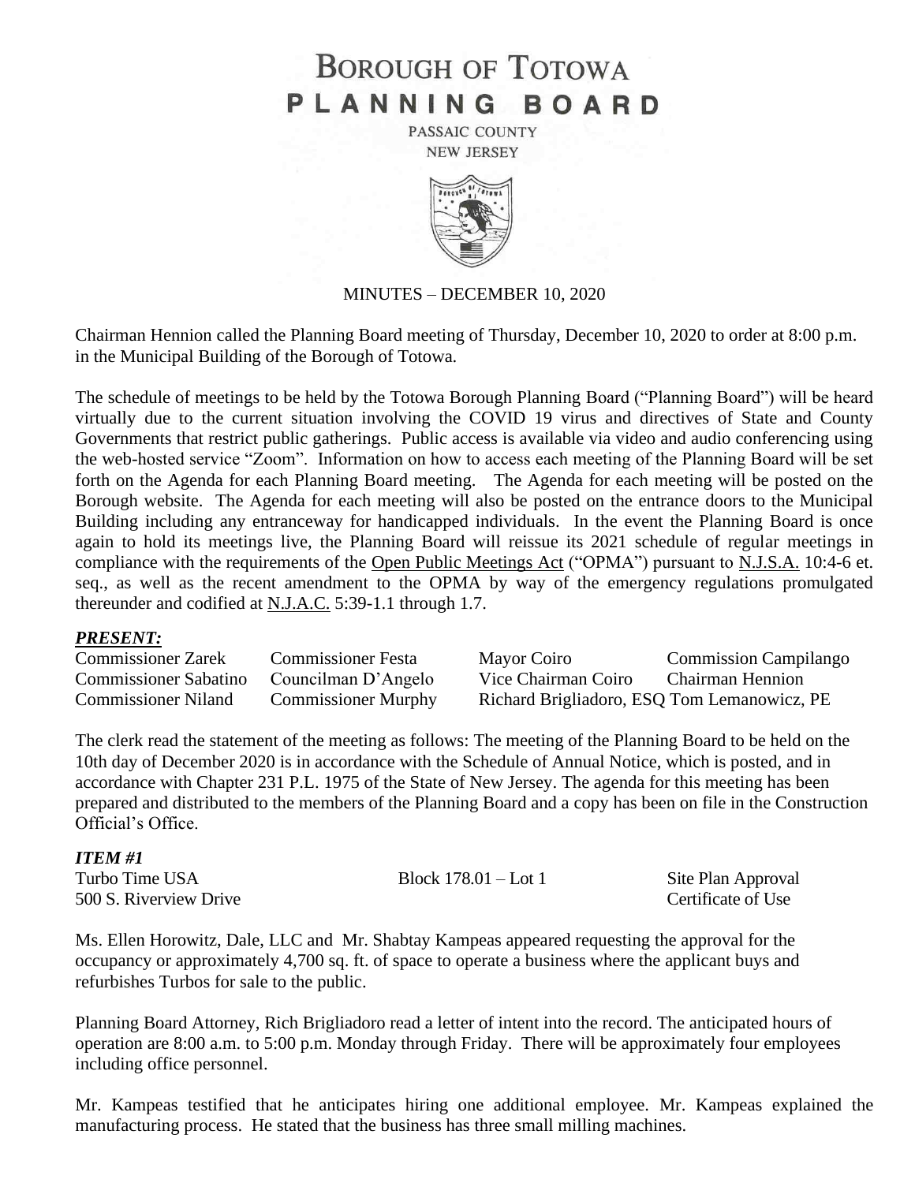# BOROUGH OF TOTOWA
# PLANNING BOARD

PASSAIC COUNTY
NEW JERSEY

MINUTES – DECEMBER 10, 2020

Chairman Hennion called the Planning Board meeting of Thursday, December 10, 2020 to order at 8:00 p.m. in the Municipal Building of the Borough of Totowa.

The schedule of meetings to be held by the Totowa Borough Planning Board ("Planning Board") will be heard virtually due to the current situation involving the COVID 19 virus and directives of State and County Governments that restrict public gatherings. Public access is available via video and audio conferencing using the web-hosted service "Zoom". Information on how to access each meeting of the Planning Board will be set forth on the Agenda for each Planning Board meeting. The Agenda for each meeting will be posted on the Borough website. The Agenda for each meeting will also be posted on the entrance doors to the Municipal Building including any entranceway for handicapped individuals. In the event the Planning Board is once again to hold its meetings live, the Planning Board will reissue its 2021 schedule of regular meetings in compliance with the requirements of the Open Public Meetings Act ("OPMA") pursuant to N.J.S.A. 10:4-6 et. seq., as well as the recent amendment to the OPMA by way of the emergency regulations promulgated thereunder and codified at N.J.A.C. 5:39-1.1 through 1.7.

### *PRESENT:*

| | | | |
|---|---|---|---|
| Commissioner Zarek | Commissioner Festa | Mayor Coiro | Commission Campilango |
| Commissioner Sabatino | Councilman D'Angelo | Vice Chairman Coiro | Chairman Hennion |
| Commissioner Niland | Commissioner Murphy | Richard Brigliadoro, ESQ | Tom Lemanowicz, PE |

The clerk read the statement of the meeting as follows: The meeting of the Planning Board to be held on the 10th day of December 2020 is in accordance with the Schedule of Annual Notice, which is posted, and in accordance with Chapter 231 P.L. 1975 of the State of New Jersey. The agenda for this meeting has been prepared and distributed to the members of the Planning Board and a copy has been on file in the Construction Official's Office.

### *ITEM #1*

| | | |
|---|---|---|
| Turbo Time USA | Block 178.01 – Lot 1 | Site Plan Approval |
| 500 S. Riverview Drive | | Certificate of Use |

Ms. Ellen Horowitz, Dale, LLC and Mr. Shabtay Kampeas appeared requesting the approval for the occupancy or approximately 4,700 sq. ft. of space to operate a business where the applicant buys and refurbishes Turbos for sale to the public.

Planning Board Attorney, Rich Brigliadoro read a letter of intent into the record. The anticipated hours of operation are 8:00 a.m. to 5:00 p.m. Monday through Friday. There will be approximately four employees including office personnel.

Mr. Kampeas testified that he anticipates hiring one additional employee. Mr. Kampeas explained the manufacturing process. He stated that the business has three small milling machines.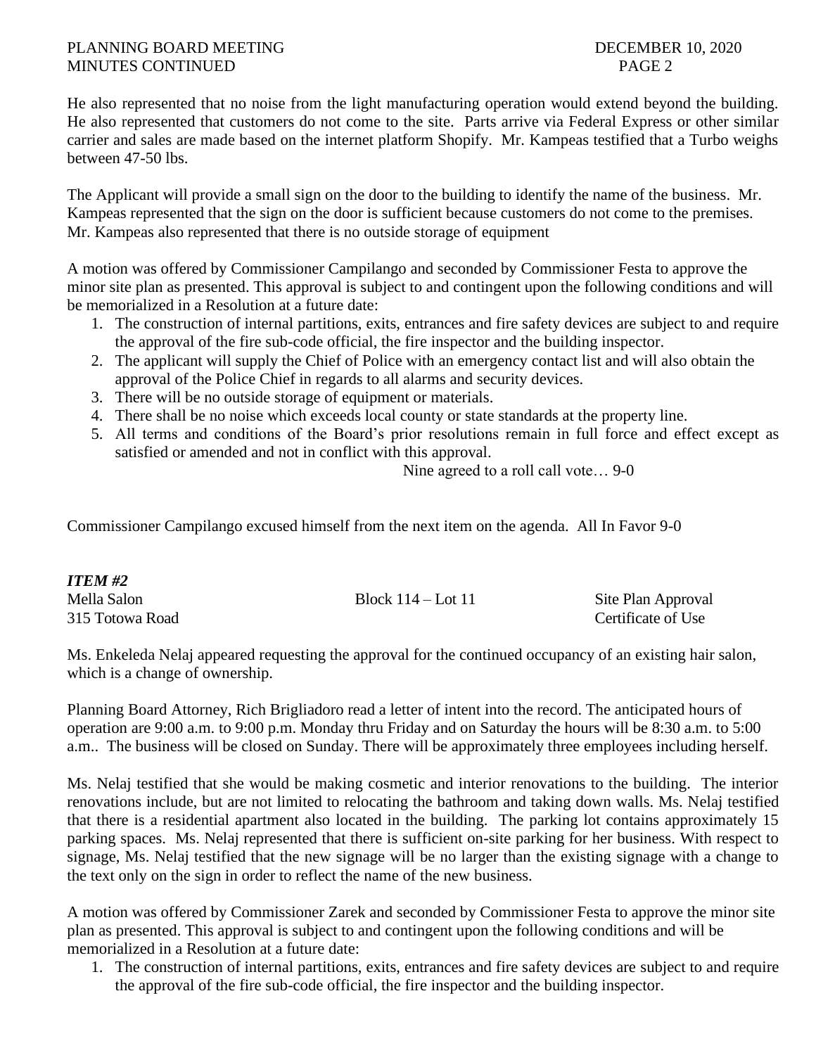He also represented that no noise from the light manufacturing operation would extend beyond the building. He also represented that customers do not come to the site. Parts arrive via Federal Express or other similar carrier and sales are made based on the internet platform Shopify. Mr. Kampeas testified that a Turbo weighs between 47-50 lbs.

The Applicant will provide a small sign on the door to the building to identify the name of the business. Mr. Kampeas represented that the sign on the door is sufficient because customers do not come to the premises. Mr. Kampeas also represented that there is no outside storage of equipment

A motion was offered by Commissioner Campilango and seconded by Commissioner Festa to approve the minor site plan as presented. This approval is subject to and contingent upon the following conditions and will be memorialized in a Resolution at a future date:

1. The construction of internal partitions, exits, entrances and fire safety devices are subject to and require the approval of the fire sub-code official, the fire inspector and the building inspector.
2. The applicant will supply the Chief of Police with an emergency contact list and will also obtain the approval of the Police Chief in regards to all alarms and security devices.
3. There will be no outside storage of equipment or materials.
4. There shall be no noise which exceeds local county or state standards at the property line.
5. All terms and conditions of the Board's prior resolutions remain in full force and effect except as satisfied or amended and not in conflict with this approval.

Nine agreed to a roll call vote… 9-0

Commissioner Campilango excused himself from the next item on the agenda. All In Favor 9-0

***ITEM #2***

Mella Salon | Block 114 – Lot 11 | Site Plan Approval
315 Totowa Road | | Certificate of Use

Ms. Enkeleda Nelaj appeared requesting the approval for the continued occupancy of an existing hair salon, which is a change of ownership.

Planning Board Attorney, Rich Brigliadoro read a letter of intent into the record. The anticipated hours of operation are 9:00 a.m. to 9:00 p.m. Monday thru Friday and on Saturday the hours will be 8:30 a.m. to 5:00 a.m.. The business will be closed on Sunday. There will be approximately three employees including herself.

Ms. Nelaj testified that she would be making cosmetic and interior renovations to the building. The interior renovations include, but are not limited to relocating the bathroom and taking down walls. Ms. Nelaj testified that there is a residential apartment also located in the building. The parking lot contains approximately 15 parking spaces. Ms. Nelaj represented that there is sufficient on-site parking for her business. With respect to signage, Ms. Nelaj testified that the new signage will be no larger than the existing signage with a change to the text only on the sign in order to reflect the name of the new business.

A motion was offered by Commissioner Zarek and seconded by Commissioner Festa to approve the minor site plan as presented. This approval is subject to and contingent upon the following conditions and will be memorialized in a Resolution at a future date:

1. The construction of internal partitions, exits, entrances and fire safety devices are subject to and require the approval of the fire sub-code official, the fire inspector and the building inspector.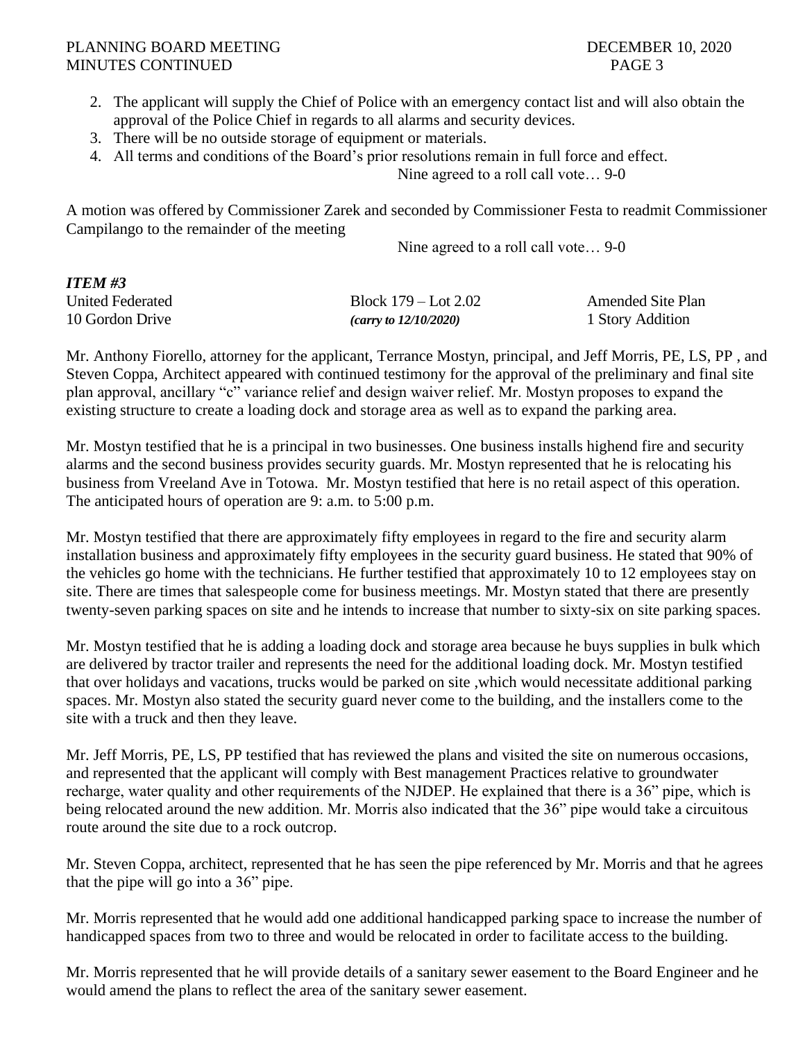2. The applicant will supply the Chief of Police with an emergency contact list and will also obtain the approval of the Police Chief in regards to all alarms and security devices.
3. There will be no outside storage of equipment or materials.
4. All terms and conditions of the Board's prior resolutions remain in full force and effect.

Nine agreed to a roll call vote… 9-0

A motion was offered by Commissioner Zarek and seconded by Commissioner Festa to readmit Commissioner Campilango to the remainder of the meeting

Nine agreed to a roll call vote… 9-0

***ITEM #3***

| | | |
|---|---|---|
| United Federated | Block 179 – Lot 2.02 | Amended Site Plan |
| 10 Gordon Drive | ***(carry to 12/10/2020)*** | 1 Story Addition |

Mr. Anthony Fiorello, attorney for the applicant, Terrance Mostyn, principal, and Jeff Morris, PE, LS, PP , and Steven Coppa, Architect appeared with continued testimony for the approval of the preliminary and final site plan approval, ancillary "c" variance relief and design waiver relief. Mr. Mostyn proposes to expand the existing structure to create a loading dock and storage area as well as to expand the parking area.

Mr. Mostyn testified that he is a principal in two businesses. One business installs highend fire and security alarms and the second business provides security guards. Mr. Mostyn represented that he is relocating his business from Vreeland Ave in Totowa. Mr. Mostyn testified that here is no retail aspect of this operation. The anticipated hours of operation are 9: a.m. to 5:00 p.m.

Mr. Mostyn testified that there are approximately fifty employees in regard to the fire and security alarm installation business and approximately fifty employees in the security guard business. He stated that 90% of the vehicles go home with the technicians. He further testified that approximately 10 to 12 employees stay on site. There are times that salespeople come for business meetings. Mr. Mostyn stated that there are presently twenty-seven parking spaces on site and he intends to increase that number to sixty-six on site parking spaces.

Mr. Mostyn testified that he is adding a loading dock and storage area because he buys supplies in bulk which are delivered by tractor trailer and represents the need for the additional loading dock. Mr. Mostyn testified that over holidays and vacations, trucks would be parked on site ,which would necessitate additional parking spaces. Mr. Mostyn also stated the security guard never come to the building, and the installers come to the site with a truck and then they leave.

Mr. Jeff Morris, PE, LS, PP testified that has reviewed the plans and visited the site on numerous occasions, and represented that the applicant will comply with Best management Practices relative to groundwater recharge, water quality and other requirements of the NJDEP. He explained that there is a 36" pipe, which is being relocated around the new addition. Mr. Morris also indicated that the 36" pipe would take a circuitous route around the site due to a rock outcrop.

Mr. Steven Coppa, architect, represented that he has seen the pipe referenced by Mr. Morris and that he agrees that the pipe will go into a 36" pipe.

Mr. Morris represented that he would add one additional handicapped parking space to increase the number of handicapped spaces from two to three and would be relocated in order to facilitate access to the building.

Mr. Morris represented that he will provide details of a sanitary sewer easement to the Board Engineer and he would amend the plans to reflect the area of the sanitary sewer easement.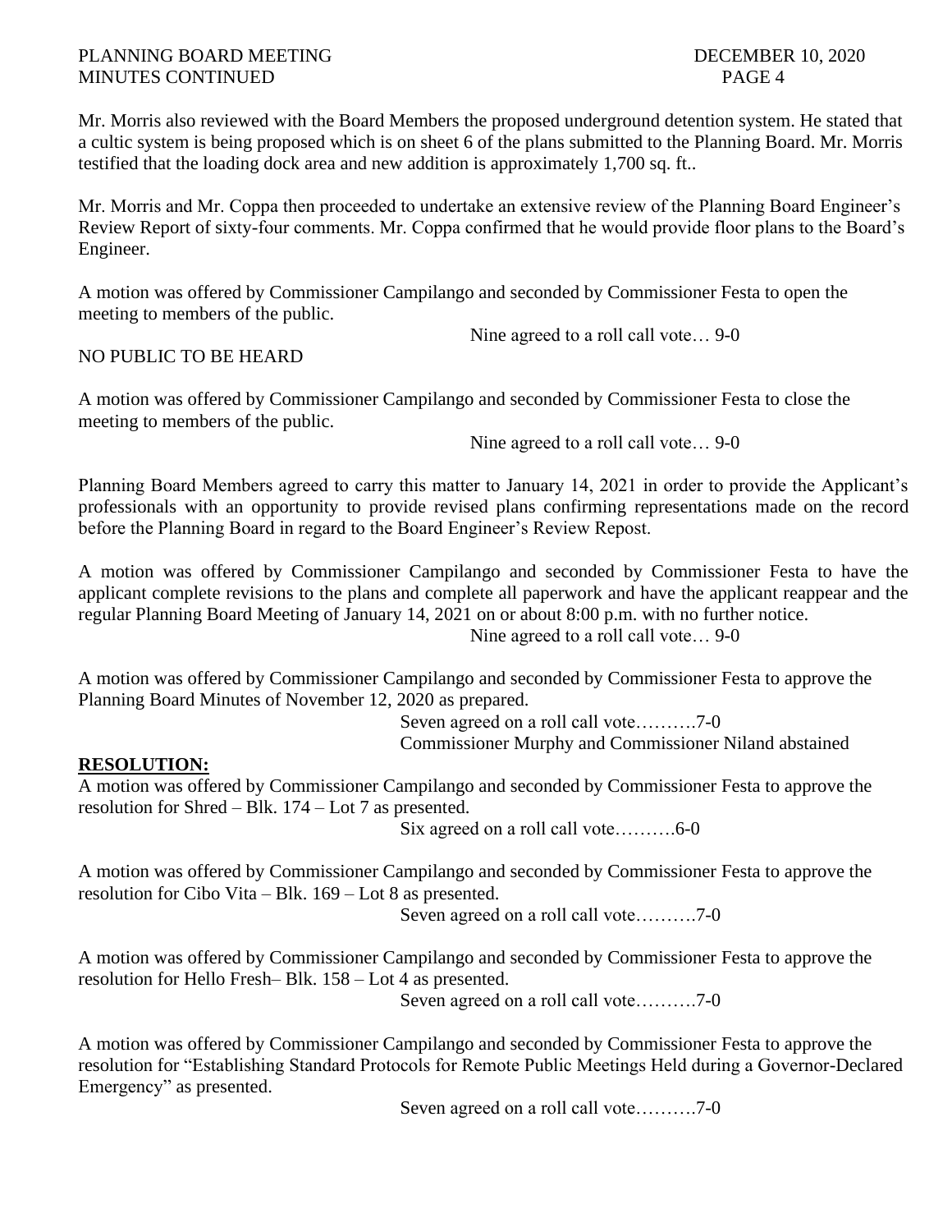Mr. Morris also reviewed with the Board Members the proposed underground detention system. He stated that a cultic system is being proposed which is on sheet 6 of the plans submitted to the Planning Board. Mr. Morris testified that the loading dock area and new addition is approximately 1,700 sq. ft..

Mr. Morris and Mr. Coppa then proceeded to undertake an extensive review of the Planning Board Engineer's Review Report of sixty-four comments. Mr. Coppa confirmed that he would provide floor plans to the Board's Engineer.

A motion was offered by Commissioner Campilango and seconded by Commissioner Festa to open the meeting to members of the public.

Nine agreed to a roll call vote… 9-0

NO PUBLIC TO BE HEARD

A motion was offered by Commissioner Campilango and seconded by Commissioner Festa to close the meeting to members of the public.

Nine agreed to a roll call vote… 9-0

Planning Board Members agreed to carry this matter to January 14, 2021 in order to provide the Applicant's professionals with an opportunity to provide revised plans confirming representations made on the record before the Planning Board in regard to the Board Engineer's Review Repost.

A motion was offered by Commissioner Campilango and seconded by Commissioner Festa to have the applicant complete revisions to the plans and complete all paperwork and have the applicant reappear and the regular Planning Board Meeting of January 14, 2021 on or about 8:00 p.m. with no further notice.

Nine agreed to a roll call vote… 9-0

A motion was offered by Commissioner Campilango and seconded by Commissioner Festa to approve the Planning Board Minutes of November 12, 2020 as prepared.

Seven agreed on a roll call vote……….7-0
Commissioner Murphy and Commissioner Niland abstained

**RESOLUTION:**

A motion was offered by Commissioner Campilango and seconded by Commissioner Festa to approve the resolution for Shred – Blk. 174 – Lot 7 as presented.

Six agreed on a roll call vote……….6-0

A motion was offered by Commissioner Campilango and seconded by Commissioner Festa to approve the resolution for Cibo Vita – Blk. 169 – Lot 8 as presented.

Seven agreed on a roll call vote……….7-0

A motion was offered by Commissioner Campilango and seconded by Commissioner Festa to approve the resolution for Hello Fresh– Blk. 158 – Lot 4 as presented.

Seven agreed on a roll call vote……….7-0

A motion was offered by Commissioner Campilango and seconded by Commissioner Festa to approve the resolution for "Establishing Standard Protocols for Remote Public Meetings Held during a Governor-Declared Emergency" as presented.

Seven agreed on a roll call vote……….7-0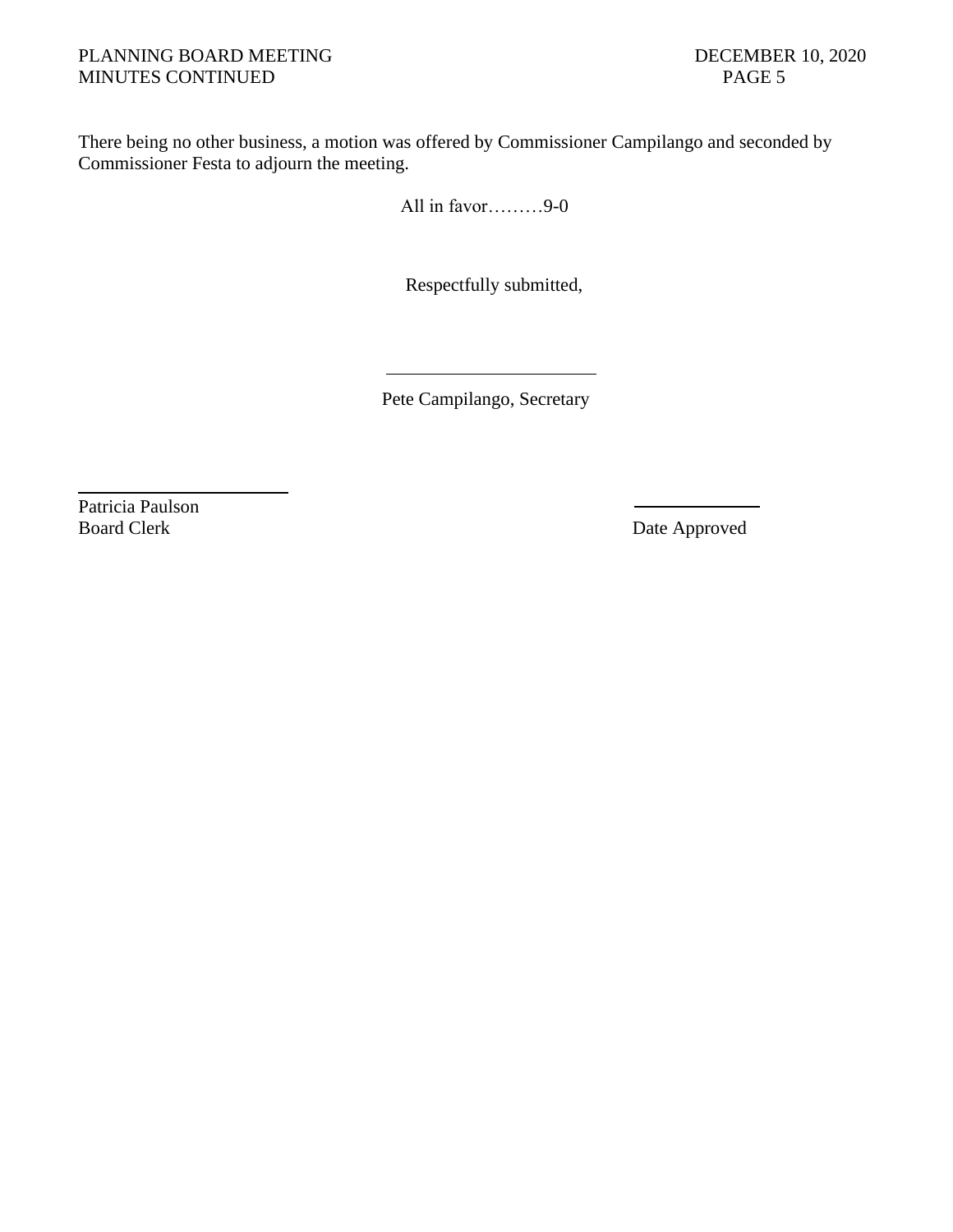There being no other business, a motion was offered by Commissioner Campilango and seconded by Commissioner Festa to adjourn the meeting.

All in favor………9-0

Respectfully submitted,

\_\_\_\_\_\_\_\_\_\_\_\_\_\_\_\_\_\_\_\_\_\_\_\_

Pete Campilango, Secretary

\_\_\_\_\_\_\_\_\_\_\_\_\_\_\_\_\_\_\_\_\_\_\_\_

Patricia Paulson
Board Clerk

\_\_\_\_\_\_\_\_\_\_\_\_\_\_

Date Approved